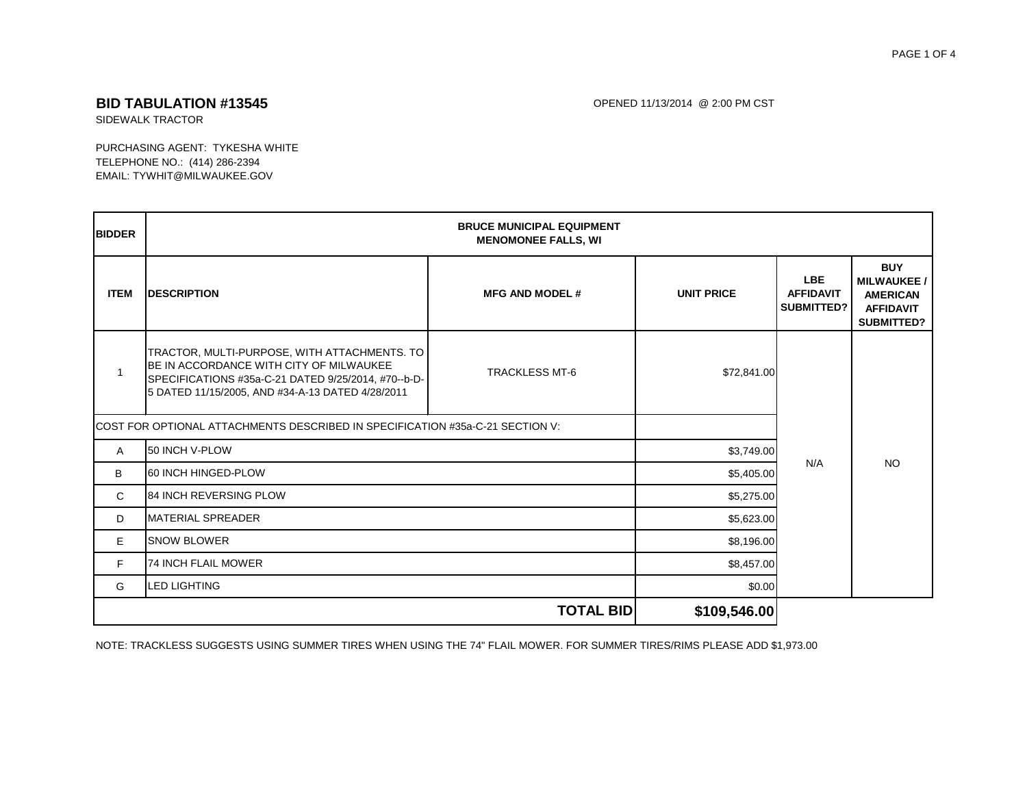**BID TABULATION #13545**

SIDEWALK TRACTOR

OPENED 11/13/2014 @ 2:00 PM CST

PURCHASING AGENT: TYKESHA WHITE
TELEPHONE NO.: (414) 286-2394
EMAIL: TYWHIT@MILWAUKEE.GOV

| BIDDER | BRUCE MUNICIPAL EQUIPMENT MENOMONEE FALLS, WI | | | | |
|---|---|---|---|---|---|
| **ITEM** | **DESCRIPTION** | **MFG AND MODEL #** | **UNIT PRICE** | **LBE AFFIDAVIT SUBMITTED?** | **BUY MILWAUKEE / AMERICAN AFFIDAVIT SUBMITTED?** |
| 1 | TRACTOR, MULTI-PURPOSE, WITH ATTACHMENTS. TO BE IN ACCORDANCE WITH CITY OF MILWAUKEE SPECIFICATIONS #35a-C-21 DATED 9/25/2014, #70--b-D-5 DATED 11/15/2005, AND #34-A-13 DATED 4/28/2011 | TRACKLESS MT-6 | $72,841.00 | N/A | NO |
| COST FOR OPTIONAL ATTACHMENTS DESCRIBED IN SPECIFICATION #35a-C-21 SECTION V: | | | | | |
| A | 50 INCH V-PLOW | | $3,749.00 | | |
| B | 60 INCH HINGED-PLOW | | $5,405.00 | | |
| C | 84 INCH REVERSING PLOW | | $5,275.00 | | |
| D | MATERIAL SPREADER | | $5,623.00 | | |
| E | SNOW BLOWER | | $8,196.00 | | |
| F | 74 INCH FLAIL MOWER | | $8,457.00 | | |
| G | LED LIGHTING | | $0.00 | | |
| | | **TOTAL BID** | **$109,546.00** | | |

NOTE: TRACKLESS SUGGESTS USING SUMMER TIRES WHEN USING THE 74" FLAIL MOWER. FOR SUMMER TIRES/RIMS PLEASE ADD $1,973.00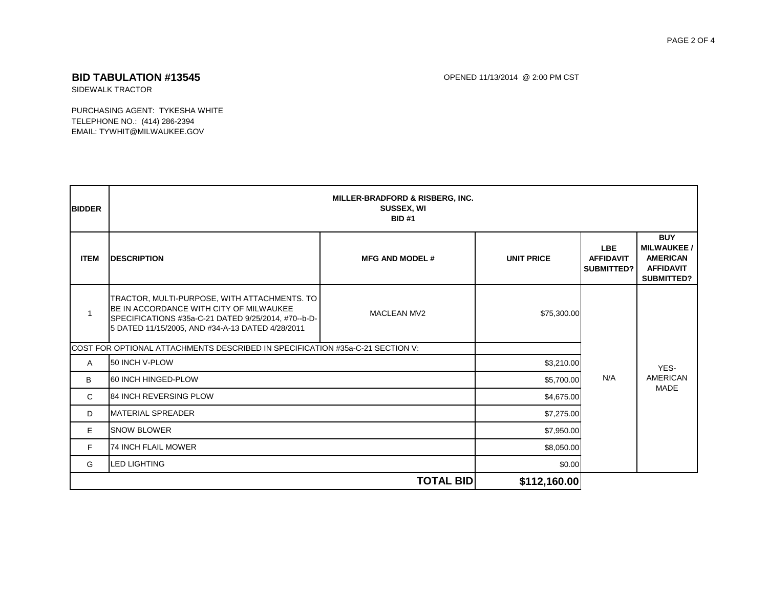## BID TABULATION #13545

OPENED 11/13/2014 @ 2:00 PM CST

SIDEWALK TRACTOR

PURCHASING AGENT: TYKESHA WHITE
TELEPHONE NO.: (414) 286-2394
EMAIL: TYWHIT@MILWAUKEE.GOV

| BIDDER | MILLER-BRADFORD & RISBERG, INC. SUSSEX, WI BID #1 | | | | |
|---|---|---|---|---|---|
| **ITEM** | **DESCRIPTION** | **MFG AND MODEL #** | **UNIT PRICE** | **LBE AFFIDAVIT SUBMITTED?** | **BUY MILWAUKEE / AMERICAN AFFIDAVIT SUBMITTED?** |
| 1 | TRACTOR, MULTI-PURPOSE, WITH ATTACHMENTS. TO BE IN ACCORDANCE WITH CITY OF MILWAUKEE SPECIFICATIONS #35a-C-21 DATED 9/25/2014, #70--b-D-5 DATED 11/15/2005, AND #34-A-13 DATED 4/28/2011 | MACLEAN MV2 | $75,300.00 | N/A | YES-AMERICAN MADE |
| COST FOR OPTIONAL ATTACHMENTS DESCRIBED IN SPECIFICATION #35a-C-21 SECTION V: | | | | | |
| A | 50 INCH V-PLOW | | $3,210.00 | | |
| B | 60 INCH HINGED-PLOW | | $5,700.00 | | |
| C | 84 INCH REVERSING PLOW | | $4,675.00 | | |
| D | MATERIAL SPREADER | | $7,275.00 | | |
| E | SNOW BLOWER | | $7,950.00 | | |
| F | 74 INCH FLAIL MOWER | | $8,050.00 | | |
| G | LED LIGHTING | | $0.00 | | |
| | | **TOTAL BID** | **$112,160.00** | | |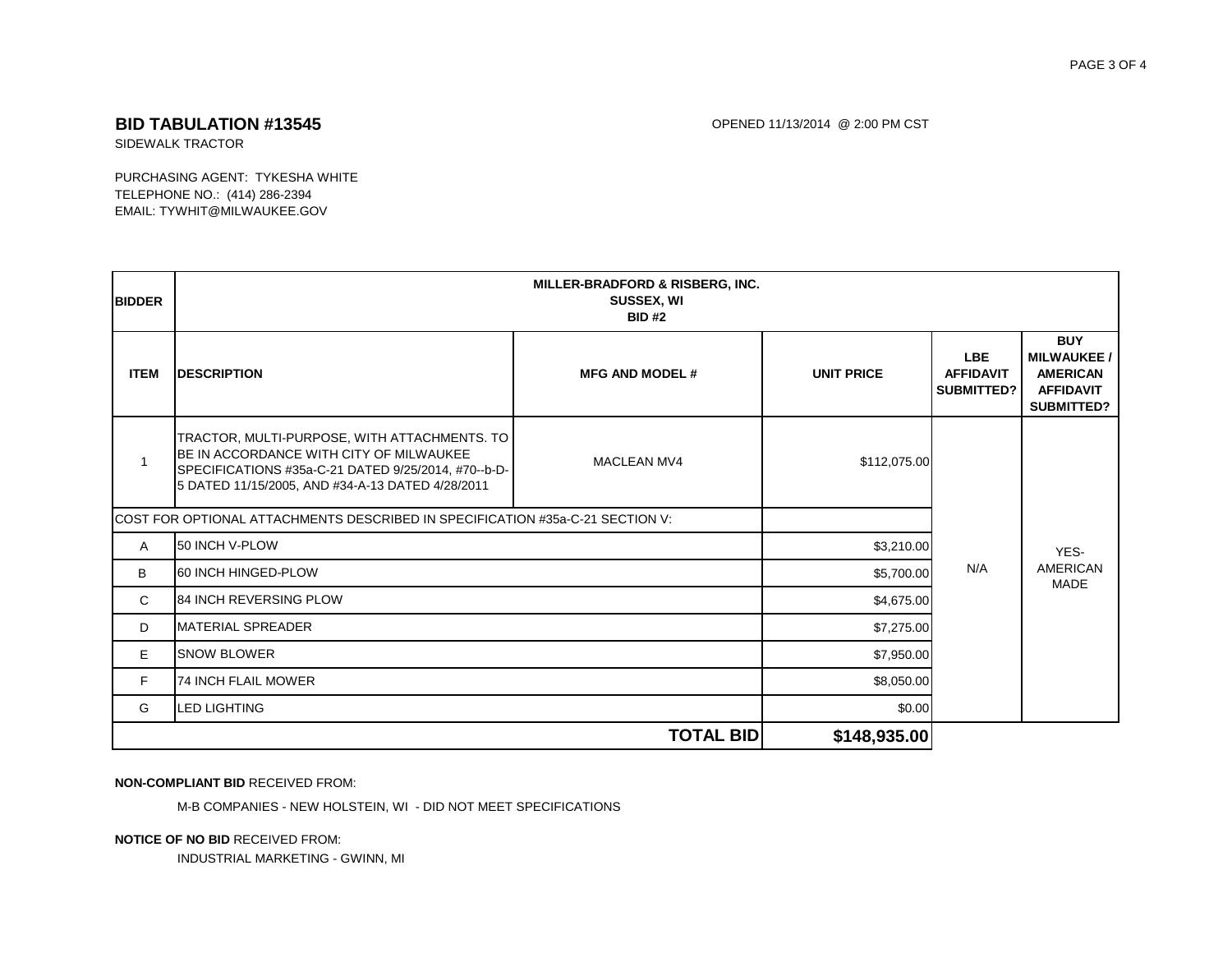## BID TABULATION #13545

OPENED 11/13/2014 @ 2:00 PM CST

SIDEWALK TRACTOR

PURCHASING AGENT: TYKESHA WHITE
TELEPHONE NO.: (414) 286-2394
EMAIL: TYWHIT@MILWAUKEE.GOV

| BIDDER | MILLER-BRADFORD & RISBERG, INC. SUSSEX, WI BID #2 | | | | |
|---|---|---|---|---|---|
| **ITEM** | **DESCRIPTION** | **MFG AND MODEL #** | **UNIT PRICE** | **LBE AFFIDAVIT SUBMITTED?** | **BUY MILWAUKEE / AMERICAN AFFIDAVIT SUBMITTED?** |
| 1 | TRACTOR, MULTI-PURPOSE, WITH ATTACHMENTS. TO BE IN ACCORDANCE WITH CITY OF MILWAUKEE SPECIFICATIONS #35a-C-21 DATED 9/25/2014, #70--b-D-5 DATED 11/15/2005, AND #34-A-13 DATED 4/28/2011 | MACLEAN MV4 | $112,075.00 | N/A | YES-AMERICAN MADE |
| COST FOR OPTIONAL ATTACHMENTS DESCRIBED IN SPECIFICATION #35a-C-21 SECTION V: | | | | | |
| A | 50 INCH V-PLOW | | $3,210.00 | | |
| B | 60 INCH HINGED-PLOW | | $5,700.00 | | |
| C | 84 INCH REVERSING PLOW | | $4,675.00 | | |
| D | MATERIAL SPREADER | | $7,275.00 | | |
| E | SNOW BLOWER | | $7,950.00 | | |
| F | 74 INCH FLAIL MOWER | | $8,050.00 | | |
| G | LED LIGHTING | | $0.00 | | |
| | | **TOTAL BID** | **$148,935.00** | | |

**NON-COMPLIANT BID** RECEIVED FROM:

M-B COMPANIES - NEW HOLSTEIN, WI - DID NOT MEET SPECIFICATIONS

**NOTICE OF NO BID** RECEIVED FROM:

INDUSTRIAL MARKETING - GWINN, MI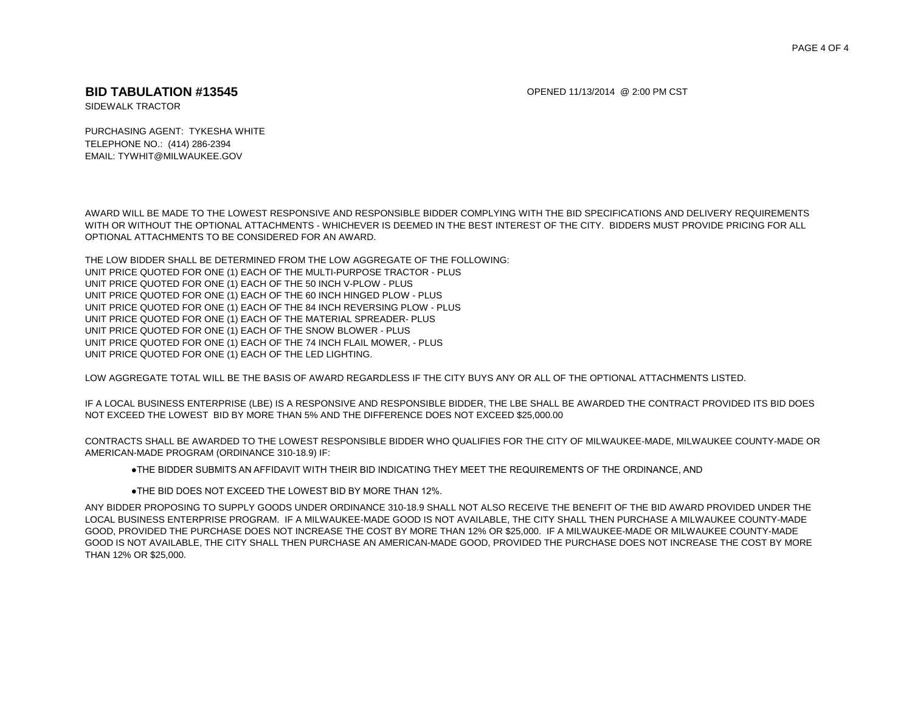## BID TABULATION #13545

OPENED 11/13/2014 @ 2:00 PM CST

SIDEWALK TRACTOR

PURCHASING AGENT: TYKESHA WHITE
TELEPHONE NO.: (414) 286-2394
EMAIL: TYWHIT@MILWAUKEE.GOV

AWARD WILL BE MADE TO THE LOWEST RESPONSIVE AND RESPONSIBLE BIDDER COMPLYING WITH THE BID SPECIFICATIONS AND DELIVERY REQUIREMENTS WITH OR WITHOUT THE OPTIONAL ATTACHMENTS - WHICHEVER IS DEEMED IN THE BEST INTEREST OF THE CITY. BIDDERS MUST PROVIDE PRICING FOR ALL OPTIONAL ATTACHMENTS TO BE CONSIDERED FOR AN AWARD.

THE LOW BIDDER SHALL BE DETERMINED FROM THE LOW AGGREGATE OF THE FOLLOWING:
UNIT PRICE QUOTED FOR ONE (1) EACH OF THE MULTI-PURPOSE TRACTOR - PLUS
UNIT PRICE QUOTED FOR ONE (1) EACH OF THE 50 INCH V-PLOW - PLUS
UNIT PRICE QUOTED FOR ONE (1) EACH OF THE 60 INCH HINGED PLOW - PLUS
UNIT PRICE QUOTED FOR ONE (1) EACH OF THE 84 INCH REVERSING PLOW - PLUS
UNIT PRICE QUOTED FOR ONE (1) EACH OF THE MATERIAL SPREADER- PLUS
UNIT PRICE QUOTED FOR ONE (1) EACH OF THE SNOW BLOWER - PLUS
UNIT PRICE QUOTED FOR ONE (1) EACH OF THE 74 INCH FLAIL MOWER, - PLUS
UNIT PRICE QUOTED FOR ONE (1) EACH OF THE LED LIGHTING.

LOW AGGREGATE TOTAL WILL BE THE BASIS OF AWARD REGARDLESS IF THE CITY BUYS ANY OR ALL OF THE OPTIONAL ATTACHMENTS LISTED.

IF A LOCAL BUSINESS ENTERPRISE (LBE) IS A RESPONSIVE AND RESPONSIBLE BIDDER, THE LBE SHALL BE AWARDED THE CONTRACT PROVIDED ITS BID DOES NOT EXCEED THE LOWEST BID BY MORE THAN 5% AND THE DIFFERENCE DOES NOT EXCEED $25,000.00

CONTRACTS SHALL BE AWARDED TO THE LOWEST RESPONSIBLE BIDDER WHO QUALIFIES FOR THE CITY OF MILWAUKEE-MADE, MILWAUKEE COUNTY-MADE OR AMERICAN-MADE PROGRAM (ORDINANCE 310-18.9) IF:

- THE BIDDER SUBMITS AN AFFIDAVIT WITH THEIR BID INDICATING THEY MEET THE REQUIREMENTS OF THE ORDINANCE, AND
- THE BID DOES NOT EXCEED THE LOWEST BID BY MORE THAN 12%.

ANY BIDDER PROPOSING TO SUPPLY GOODS UNDER ORDINANCE 310-18.9 SHALL NOT ALSO RECEIVE THE BENEFIT OF THE BID AWARD PROVIDED UNDER THE LOCAL BUSINESS ENTERPRISE PROGRAM. IF A MILWAUKEE-MADE GOOD IS NOT AVAILABLE, THE CITY SHALL THEN PURCHASE A MILWAUKEE COUNTY-MADE GOOD, PROVIDED THE PURCHASE DOES NOT INCREASE THE COST BY MORE THAN 12% OR $25,000. IF A MILWAUKEE-MADE OR MILWAUKEE COUNTY-MADE GOOD IS NOT AVAILABLE, THE CITY SHALL THEN PURCHASE AN AMERICAN-MADE GOOD, PROVIDED THE PURCHASE DOES NOT INCREASE THE COST BY MORE THAN 12% OR $25,000.